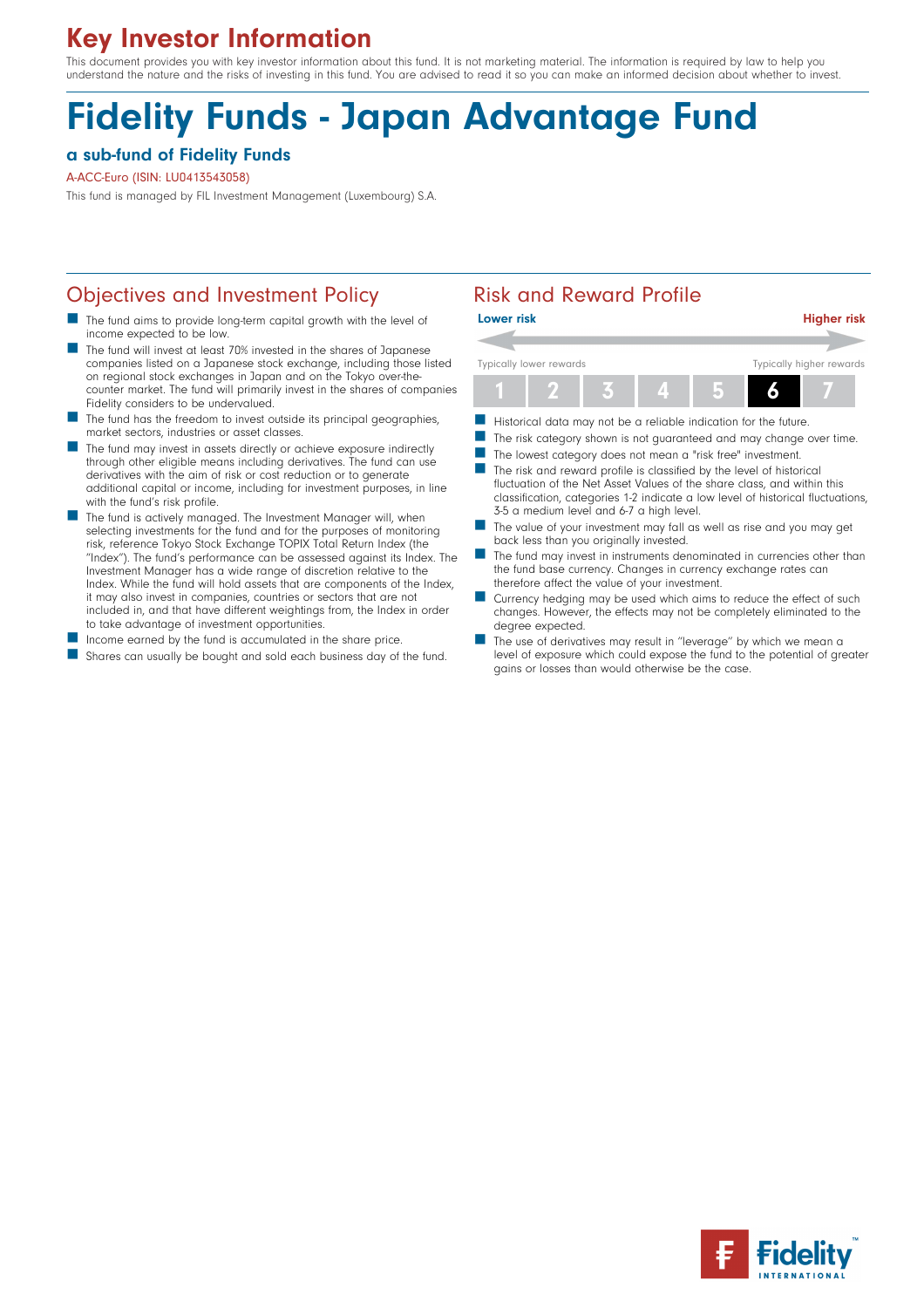# Key Investor Information

This document provides you with key investor information about this fund. It is not marketing material. The information is required by law to help you understand the nature and the risks of investing in this fund. You are advised to read it so you can make an informed decision about whether to invest.

# Fidelity Funds - Japan Advantage Fund

### a sub-fund of Fidelity Funds

A-ACC-Euro (ISIN: LU0413543058)

This fund is managed by FIL Investment Management (Luxembourg) S.A.

## Objectives and Investment Policy

- The fund aims to provide long-term capital growth with the level of income expected to be low.
- The fund will invest at least 70% invested in the shares of Japanese companies listed on a Japanese stock exchange, including those listed on regional stock exchanges in Japan and on the Tokyo over-the-counter market. The fund will primarily invest in the shares of companies Fidelity considers to be undervalued.
- The fund has the freedom to invest outside its principal geographies, market sectors, industries or asset classes.
- The fund may invest in assets directly or achieve exposure indirectly through other eligible means including derivatives. The fund can use derivatives with the aim of risk or cost reduction or to generate additional capital or income, including for investment purposes, in line with the fund's risk profile.
- The fund is actively managed. The Investment Manager will, when selecting investments for the fund and for the purposes of monitoring risk, reference Tokyo Stock Exchange TOPIX Total Return Index (the "Index"). The fund's performance can be assessed against its Index. The Investment Manager has a wide range of discretion relative to the Index. While the fund will hold assets that are components of the Index, it may also invest in companies, countries or sectors that are not included in, and that have different weightings from, the Index in order to take advantage of investment opportunities.
- Income earned by the fund is accumulated in the share price.
- Shares can usually be bought and sold each business day of the fund.

## Risk and Reward Profile

| Lower risk | | | | | | Higher risk |
|---|---|---|---|---|---|---|
| Typically lower rewards | | | | | | Typically higher rewards |
| 1 | 2 | 3 | 4 | 5 | **6** | 7 |

- Historical data may not be a reliable indication for the future.
- The risk category shown is not guaranteed and may change over time.
- The lowest category does not mean a "risk free" investment.
- The risk and reward profile is classified by the level of historical fluctuation of the Net Asset Values of the share class, and within this classification, categories 1-2 indicate a low level of historical fluctuations, 3-5 a medium level and 6-7 a high level.
- The value of your investment may fall as well as rise and you may get back less than you originally invested.
- The fund may invest in instruments denominated in currencies other than the fund base currency. Changes in currency exchange rates can therefore affect the value of your investment.
- Currency hedging may be used which aims to reduce the effect of such changes. However, the effects may not be completely eliminated to the degree expected.
- The use of derivatives may result in "leverage" by which we mean a level of exposure which could expose the fund to the potential of greater gains or losses than would otherwise be the case.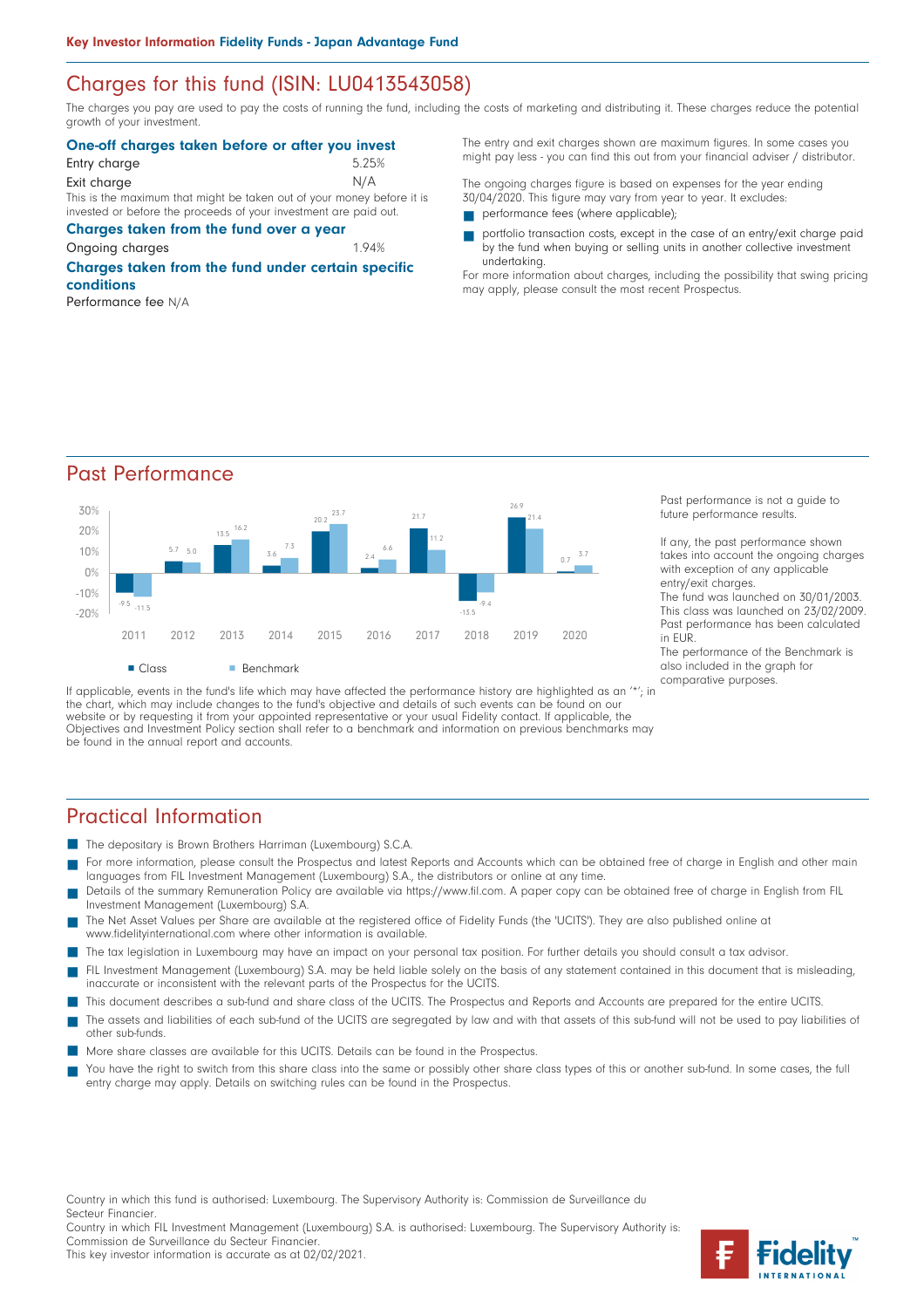## Charges for this fund (ISIN: LU0413543058)

The charges you pay are used to pay the costs of running the fund, including the costs of marketing and distributing it. These charges reduce the potential growth of your investment.

### One-off charges taken before or after you invest

| | |
|---|---|
| Entry charge | 5.25% |
| Exit charge | N/A |

This is the maximum that might be taken out of your money before it is invested or before the proceeds of your investment are paid out.

### Charges taken from the fund over a year

| | |
|---|---|
| Ongoing charges | 1.94% |

### Charges taken from the fund under certain specific conditions

Performance fee N/A

The entry and exit charges shown are maximum figures. In some cases you might pay less - you can find this out from your financial adviser / distributor.

The ongoing charges figure is based on expenses for the year ending 30/04/2020. This figure may vary from year to year. It excludes:

- performance fees (where applicable);
- portfolio transaction costs, except in the case of an entry/exit charge paid by the fund when buying or selling units in another collective investment undertaking.

For more information about charges, including the possibility that swing pricing may apply, please consult the most recent Prospectus.

## Past Performance

30%
20%
10%
0%
-10%
-20%

-9.5 -11.5
5.7 5.0
13.5 16.2
3.6 7.3
20.2 23.7
2.4 6.6
21.7 11.2
-13.5 -9.4
26.9 21.4
0.7 3.7

2011 2012 2013 2014 2015 2016 2017 2018 2019 2020

Class Benchmark

If applicable, events in the fund's life which may have affected the performance history are highlighted as an '*' in the chart, which may include changes to the fund's objective and details of such events can be found on our website or by requesting it from your appointed representative or your usual Fidelity contact. If applicable, the Objectives and Investment Policy section shall refer to a benchmark and information on previous benchmarks may be found in the annual report and accounts.

Past performance is not a guide to future performance results.

If any, the past performance shown takes into account the ongoing charges with exception of any applicable entry/exit charges.
The fund was launched on 30/01/2003. This class was launched on 23/02/2009. Past performance has been calculated in EUR.
The performance of the Benchmark is also included in the graph for comparative purposes.

## Practical Information

- The depositary is Brown Brothers Harriman (Luxembourg) S.C.A.
- For more information, please consult the Prospectus and latest Reports and Accounts which can be obtained free of charge in English and other main languages from FIL Investment Management (Luxembourg) S.A., the distributors or online at any time.
- Details of the summary Remuneration Policy are available via https://www.fil.com. A paper copy can be obtained free of charge in English from FIL Investment Management (Luxembourg) S.A.
- The Net Asset Values per Share are available at the registered office of Fidelity Funds (the 'UCITS'). They are also published online at www.fidelityinternational.com where other information is available.
- The tax legislation in Luxembourg may have an impact on your personal tax position. For further details you should consult a tax advisor.
- FIL Investment Management (Luxembourg) S.A. may be held liable solely on the basis of any statement contained in this document that is misleading, inaccurate or inconsistent with the relevant parts of the Prospectus for the UCITS.
- This document describes a sub-fund and share class of the UCITS. The Prospectus and Reports and Accounts are prepared for the entire UCITS.
- The assets and liabilities of each sub-fund of the UCITS are segregated by law and with that assets of this sub-fund will not be used to pay liabilities of other sub-funds.
- More share classes are available for this UCITS. Details can be found in the Prospectus.
- You have the right to switch from this share class into the same or possibly other share class types of this or another sub-fund. In some cases, the full entry charge may apply. Details on switching rules can be found in the Prospectus.

Country in which this fund is authorised: Luxembourg. The Supervisory Authority is: Commission de Surveillance du Secteur Financier.
Country in which FIL Investment Management (Luxembourg) S.A. is authorised: Luxembourg. The Supervisory Authority is: Commission de Surveillance du Secteur Financier.
This key investor information is accurate as at 02/02/2021.